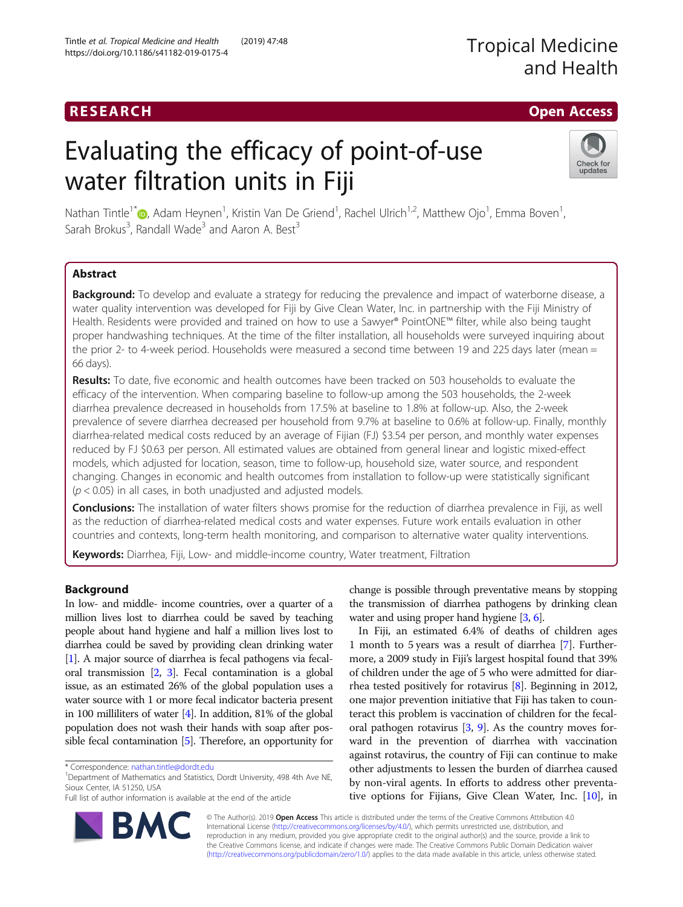RESEARCH

Open Access

# Evaluating the efficacy of point-of-use water filtration units in Fiji

Nathan Tintle[1*], Adam Heynen[1], Kristin Van De Griend[1], Rachel Ulrich[1,2], Matthew Ojo[1], Emma Boven[1], Sarah Brokus[3], Randall Wade[3] and Aaron A. Best[3]

## Abstract

**Background:** To develop and evaluate a strategy for reducing the prevalence and impact of waterborne disease, a water quality intervention was developed for Fiji by Give Clean Water, Inc. in partnership with the Fiji Ministry of Health. Residents were provided and trained on how to use a Sawyer® PointONE™ filter, while also being taught proper handwashing techniques. At the time of the filter installation, all households were surveyed inquiring about the prior 2- to 4-week period. Households were measured a second time between 19 and 225 days later (mean = 66 days).

**Results:** To date, five economic and health outcomes have been tracked on 503 households to evaluate the efficacy of the intervention. When comparing baseline to follow-up among the 503 households, the 2-week diarrhea prevalence decreased in households from 17.5% at baseline to 1.8% at follow-up. Also, the 2-week prevalence of severe diarrhea decreased per household from 9.7% at baseline to 0.6% at follow-up. Finally, monthly diarrhea-related medical costs reduced by an average of Fijian (FJ) $3.54 per person, and monthly water expenses reduced by FJ $0.63 per person. All estimated values are obtained from general linear and logistic mixed-effect models, which adjusted for location, season, time to follow-up, household size, water source, and respondent changing. Changes in economic and health outcomes from installation to follow-up were statistically significant ($p < 0.05$) in all cases, in both unadjusted and adjusted models.

**Conclusions:** The installation of water filters shows promise for the reduction of diarrhea prevalence in Fiji, as well as the reduction of diarrhea-related medical costs and water expenses. Future work entails evaluation in other countries and contexts, long-term health monitoring, and comparison to alternative water quality interventions.

**Keywords:** Diarrhea, Fiji, Low- and middle-income country, Water treatment, Filtration

## Background

In low- and middle- income countries, over a quarter of a million lives lost to diarrhea could be saved by teaching people about hand hygiene and half a million lives lost to diarrhea could be saved by providing clean drinking water [1]. A major source of diarrhea is fecal pathogens via fecal-oral transmission [2, 3]. Fecal contamination is a global issue, as an estimated 26% of the global population uses a water source with 1 or more fecal indicator bacteria present in 100 milliliters of water [4]. In addition, 81% of the global population does not wash their hands with soap after possible fecal contamination [5]. Therefore, an opportunity for change is possible through preventative means by stopping the transmission of diarrhea pathogens by drinking clean water and using proper hand hygiene [3, 6].

In Fiji, an estimated 6.4% of deaths of children ages 1 month to 5 years was a result of diarrhea [7]. Furthermore, a 2009 study in Fiji's largest hospital found that 39% of children under the age of 5 who were admitted for diarrhea tested positively for rotavirus [8]. Beginning in 2012, one major prevention initiative that Fiji has taken to counteract this problem is vaccination of children for the fecal-oral pathogen rotavirus [3, 9]. As the country moves forward in the prevention of diarrhea with vaccination against rotavirus, the country of Fiji can continue to make other adjustments to lessen the burden of diarrhea caused by non-viral agents. In efforts to address other preventative options for Fijians, Give Clean Water, Inc. [10], in

* Correspondence: nathan.tintle@dordt.edu
[1]Department of Mathematics and Statistics, Dordt University, 498 4th Ave NE, Sioux Center, IA 51250, USA
Full list of author information is available at the end of the article

© The Author(s). 2019 **Open Access** This article is distributed under the terms of the Creative Commons Attribution 4.0 International License (http://creativecommons.org/licenses/by/4.0/), which permits unrestricted use, distribution, and reproduction in any medium, provided you give appropriate credit to the original author(s) and the source, provide a link to the Creative Commons license, and indicate if changes were made. The Creative Commons Public Domain Dedication waiver (http://creativecommons.org/publicdomain/zero/1.0/) applies to the data made available in this article, unless otherwise stated.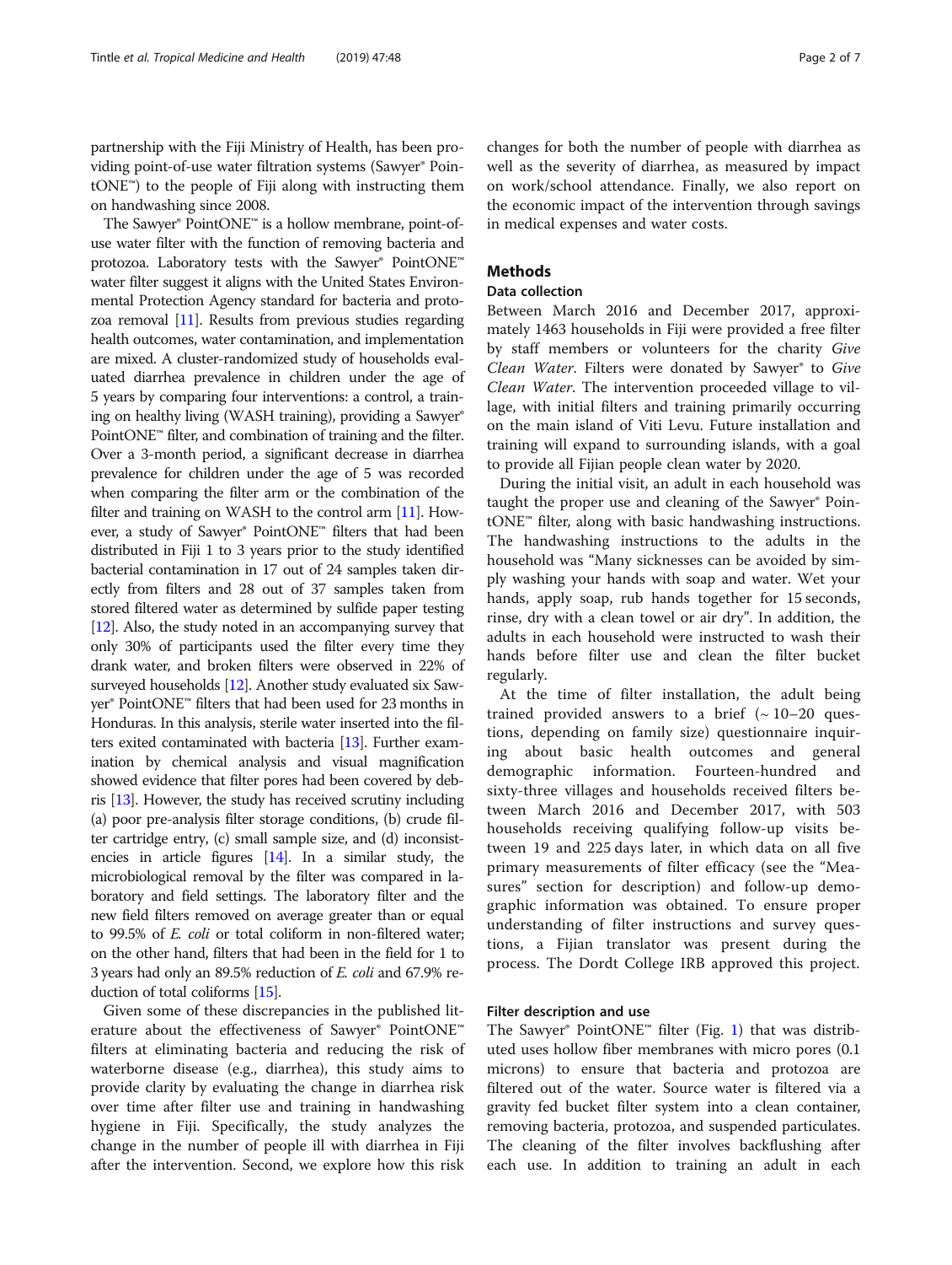partnership with the Fiji Ministry of Health, has been providing point-of-use water filtration systems (Sawyer® PointONE™) to the people of Fiji along with instructing them on handwashing since 2008.

The Sawyer® PointONE™ is a hollow membrane, point-of-use water filter with the function of removing bacteria and protozoa. Laboratory tests with the Sawyer® PointONE™ water filter suggest it aligns with the United States Environmental Protection Agency standard for bacteria and protozoa removal [11]. Results from previous studies regarding health outcomes, water contamination, and implementation are mixed. A cluster-randomized study of households evaluated diarrhea prevalence in children under the age of 5 years by comparing four interventions: a control, a training on healthy living (WASH training), providing a Sawyer® PointONE™ filter, and combination of training and the filter. Over a 3-month period, a significant decrease in diarrhea prevalence for children under the age of 5 was recorded when comparing the filter arm or the combination of the filter and training on WASH to the control arm [11]. However, a study of Sawyer® PointONE™ filters that had been distributed in Fiji 1 to 3 years prior to the study identified bacterial contamination in 17 out of 24 samples taken directly from filters and 28 out of 37 samples taken from stored filtered water as determined by sulfide paper testing [12]. Also, the study noted in an accompanying survey that only 30% of participants used the filter every time they drank water, and broken filters were observed in 22% of surveyed households [12]. Another study evaluated six Sawyer® PointONE™ filters that had been used for 23 months in Honduras. In this analysis, sterile water inserted into the filters exited contaminated with bacteria [13]. Further examination by chemical analysis and visual magnification showed evidence that filter pores had been covered by debris [13]. However, the study has received scrutiny including (a) poor pre-analysis filter storage conditions, (b) crude filter cartridge entry, (c) small sample size, and (d) inconsistencies in article figures [14]. In a similar study, the microbiological removal by the filter was compared in laboratory and field settings. The laboratory filter and the new field filters removed on average greater than or equal to 99.5% of *E. coli* or total coliform in non-filtered water; on the other hand, filters that had been in the field for 1 to 3 years had only an 89.5% reduction of *E. coli* and 67.9% reduction of total coliforms [15].

Given some of these discrepancies in the published literature about the effectiveness of Sawyer® PointONE™ filters at eliminating bacteria and reducing the risk of waterborne disease (e.g., diarrhea), this study aims to provide clarity by evaluating the change in diarrhea risk over time after filter use and training in handwashing hygiene in Fiji. Specifically, the study analyzes the change in the number of people ill with diarrhea in Fiji after the intervention. Second, we explore how this risk changes for both the number of people with diarrhea as well as the severity of diarrhea, as measured by impact on work/school attendance. Finally, we also report on the economic impact of the intervention through savings in medical expenses and water costs.

## Methods

### Data collection

Between March 2016 and December 2017, approximately 1463 households in Fiji were provided a free filter by staff members or volunteers for the charity *Give Clean Water*. Filters were donated by Sawyer® to *Give Clean Water*. The intervention proceeded village to village, with initial filters and training primarily occurring on the main island of Viti Levu. Future installation and training will expand to surrounding islands, with a goal to provide all Fijian people clean water by 2020.

During the initial visit, an adult in each household was taught the proper use and cleaning of the Sawyer® PointONE™ filter, along with basic handwashing instructions. The handwashing instructions to the adults in the household was "Many sicknesses can be avoided by simply washing your hands with soap and water. Wet your hands, apply soap, rub hands together for 15 seconds, rinse, dry with a clean towel or air dry". In addition, the adults in each household were instructed to wash their hands before filter use and clean the filter bucket regularly.

At the time of filter installation, the adult being trained provided answers to a brief (~ 10–20 questions, depending on family size) questionnaire inquiring about basic health outcomes and general demographic information. Fourteen-hundred and sixty-three villages and households received filters between March 2016 and December 2017, with 503 households receiving qualifying follow-up visits between 19 and 225 days later, in which data on all five primary measurements of filter efficacy (see the "Measures" section for description) and follow-up demographic information was obtained. To ensure proper understanding of filter instructions and survey questions, a Fijian translator was present during the process. The Dordt College IRB approved this project.

### Filter description and use

The Sawyer® PointONE™ filter (Fig. 1) that was distributed uses hollow fiber membranes with micro pores (0.1 microns) to ensure that bacteria and protozoa are filtered out of the water. Source water is filtered via a gravity fed bucket filter system into a clean container, removing bacteria, protozoa, and suspended particulates. The cleaning of the filter involves backflushing after each use. In addition to training an adult in each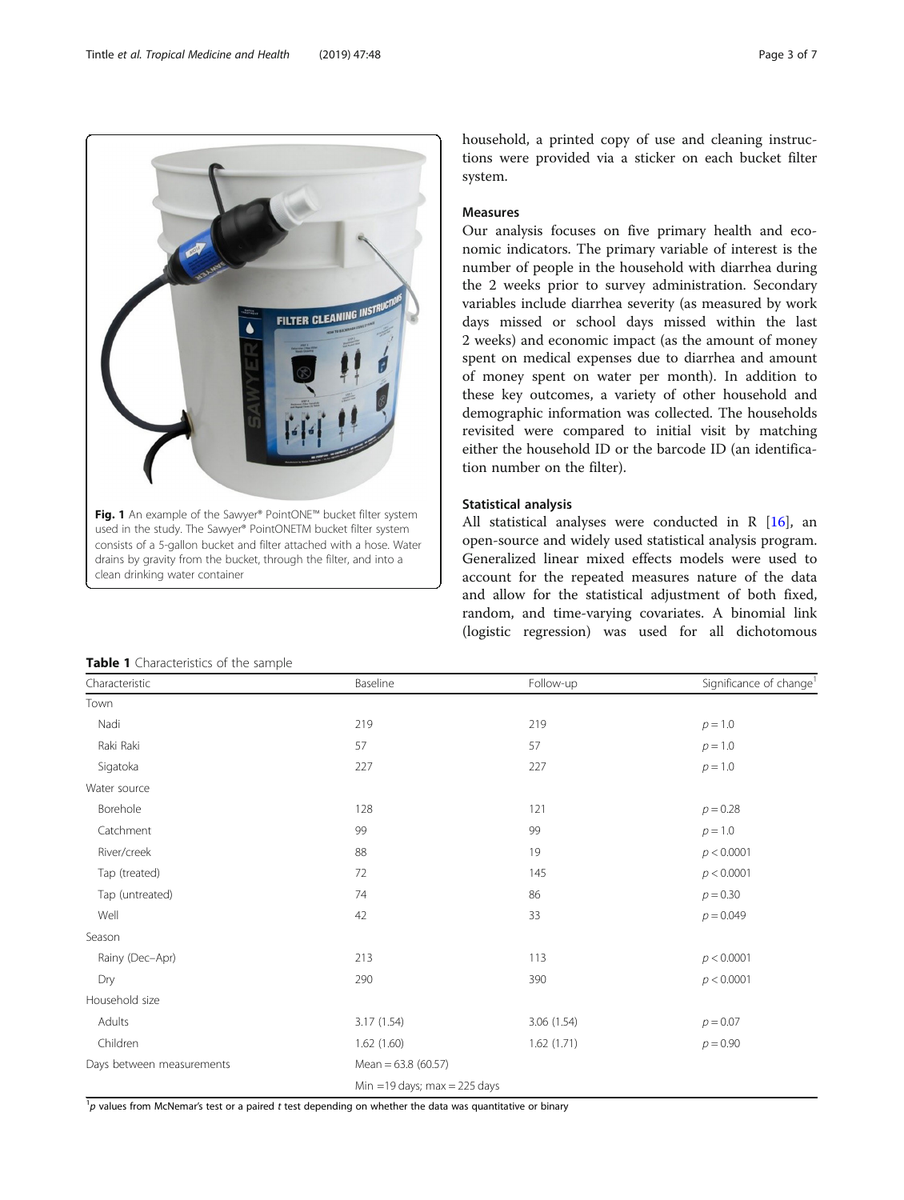Fig. 1 An example of the Sawyer® PointONE™ bucket filter system used in the study. The Sawyer® PointONETM bucket filter system consists of a 5-gallon bucket and filter attached with a hose. Water drains by gravity from the bucket, through the filter, and into a clean drinking water container

household, a printed copy of use and cleaning instructions were provided via a sticker on each bucket filter system.

### Measures

Our analysis focuses on five primary health and economic indicators. The primary variable of interest is the number of people in the household with diarrhea during the 2 weeks prior to survey administration. Secondary variables include diarrhea severity (as measured by work days missed or school days missed within the last 2 weeks) and economic impact (as the amount of money spent on medical expenses due to diarrhea and amount of money spent on water per month). In addition to these key outcomes, a variety of other household and demographic information was collected. The households revisited were compared to initial visit by matching either the household ID or the barcode ID (an identification number on the filter).

### Statistical analysis

All statistical analyses were conducted in R [16], an open-source and widely used statistical analysis program. Generalized linear mixed effects models were used to account for the repeated measures nature of the data and allow for the statistical adjustment of both fixed, random, and time-varying covariates. A binomial link (logistic regression) was used for all dichotomous

**Table 1** Characteristics of the sample

| Characteristic | Baseline | Follow-up | Significance of change[1] |
|---|---|---|---|
| Town | | | |
| Nadi | 219 | 219 | $p = 1.0$ |
| Raki Raki | 57 | 57 | $p = 1.0$ |
| Sigatoka | 227 | 227 | $p = 1.0$ |
| Water source | | | |
| Borehole | 128 | 121 | $p = 0.28$ |
| Catchment | 99 | 99 | $p = 1.0$ |
| River/creek | 88 | 19 | $p < 0.0001$ |
| Tap (treated) | 72 | 145 | $p < 0.0001$ |
| Tap (untreated) | 74 | 86 | $p = 0.30$ |
| Well | 42 | 33 | $p = 0.049$ |
| Season | | | |
| Rainy (Dec–Apr) | 213 | 113 | $p < 0.0001$ |
| Dry | 290 | 390 | $p < 0.0001$ |
| Household size | | | |
| Adults | 3.17 (1.54) | 3.06 (1.54) | $p = 0.07$ |
| Children | 1.62 (1.60) | 1.62 (1.71) | $p = 0.90$ |
| Days between measurements | Mean = 63.8 (60.57) | | |
| | Min =19 days; max = 225 days | | |

[1] *p* values from McNemar's test or a paired *t* test depending on whether the data was quantitative or binary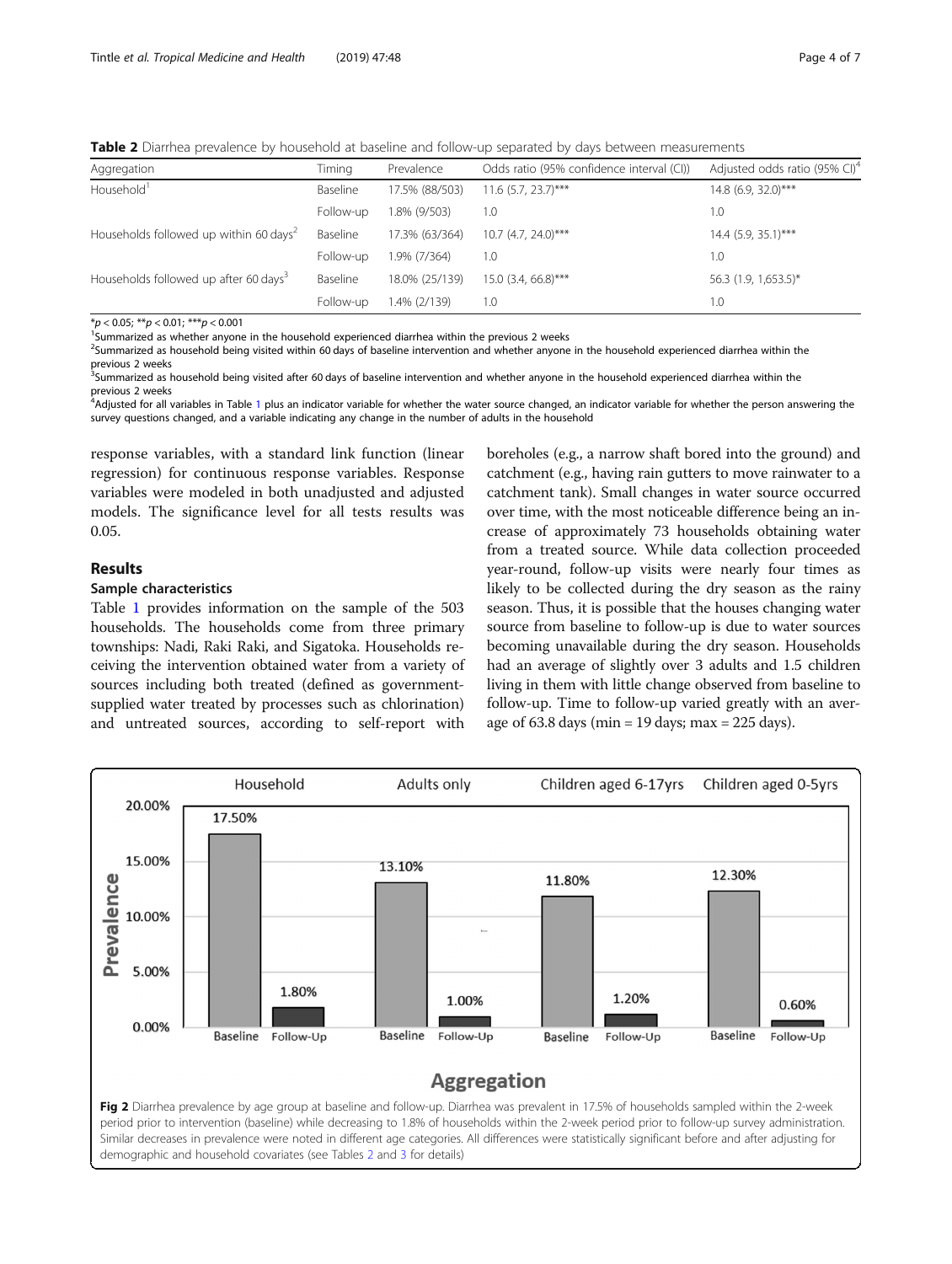**Table 2** Diarrhea prevalence by household at baseline and follow-up separated by days between measurements

| Aggregation | Timing | Prevalence | Odds ratio (95% confidence interval (CI)) | Adjusted odds ratio (95% CI)[4] |
|---|---|---|---|---|
| Household[1] | Baseline | 17.5% (88/503) | 11.6 (5.7, 23.7)*** | 14.8 (6.9, 32.0)*** |
| | Follow-up | 1.8% (9/503) | 1.0 | 1.0 |
| Households followed up within 60 days[2] | Baseline | 17.3% (63/364) | 10.7 (4.7, 24.0)*** | 14.4 (5.9, 35.1)*** |
| | Follow-up | 1.9% (7/364) | 1.0 | 1.0 |
| Households followed up after 60 days[3] | Baseline | 18.0% (25/139) | 15.0 (3.4, 66.8)*** | 56.3 (1.9, 1,653.5)* |
| | Follow-up | 1.4% (2/139) | 1.0 | 1.0 |

*$p < 0.05$; **$p < 0.01$; ***$p < 0.001$

[1]Summarized as whether anyone in the household experienced diarrhea within the previous 2 weeks

[2]Summarized as household being visited within 60 days of baseline intervention and whether anyone in the household experienced diarrhea within the previous 2 weeks

[3]Summarized as household being visited after 60 days of baseline intervention and whether anyone in the household experienced diarrhea within the previous 2 weeks

[4]Adjusted for all variables in Table 1 plus an indicator variable for whether the water source changed, an indicator variable for whether the person answering the survey questions changed, and a variable indicating any change in the number of adults in the household

response variables, with a standard link function (linear regression) for continuous response variables. Response variables were modeled in both unadjusted and adjusted models. The significance level for all tests results was 0.05.

## Results

### Sample characteristics

Table 1 provides information on the sample of the 503 households. The households come from three primary townships: Nadi, Raki Raki, and Sigatoka. Households receiving the intervention obtained water from a variety of sources including both treated (defined as government-supplied water treated by processes such as chlorination) and untreated sources, according to self-report with boreholes (e.g., a narrow shaft bored into the ground) and catchment (e.g., having rain gutters to move rainwater to a catchment tank). Small changes in water source occurred over time, with the most noticeable difference being an increase of approximately 73 households obtaining water from a treated source. While data collection proceeded year-round, follow-up visits were nearly four times as likely to be collected during the dry season as the rainy season. Thus, it is possible that the houses changing water source from baseline to follow-up is due to water sources becoming unavailable during the dry season. Households had an average of slightly over 3 adults and 1.5 children living in them with little change observed from baseline to follow-up. Time to follow-up varied greatly with an average of 63.8 days (min = 19 days; max = 225 days).

**Fig 2** Diarrhea prevalence by age group at baseline and follow-up. Diarrhea was prevalent in 17.5% of households sampled within the 2-week period prior to intervention (baseline) while decreasing to 1.8% of households within the 2-week period prior to follow-up survey administration. Similar decreases in prevalence were noted in different age categories. All differences were statistically significant before and after adjusting for demographic and household covariates (see Tables 2 and 3 for details)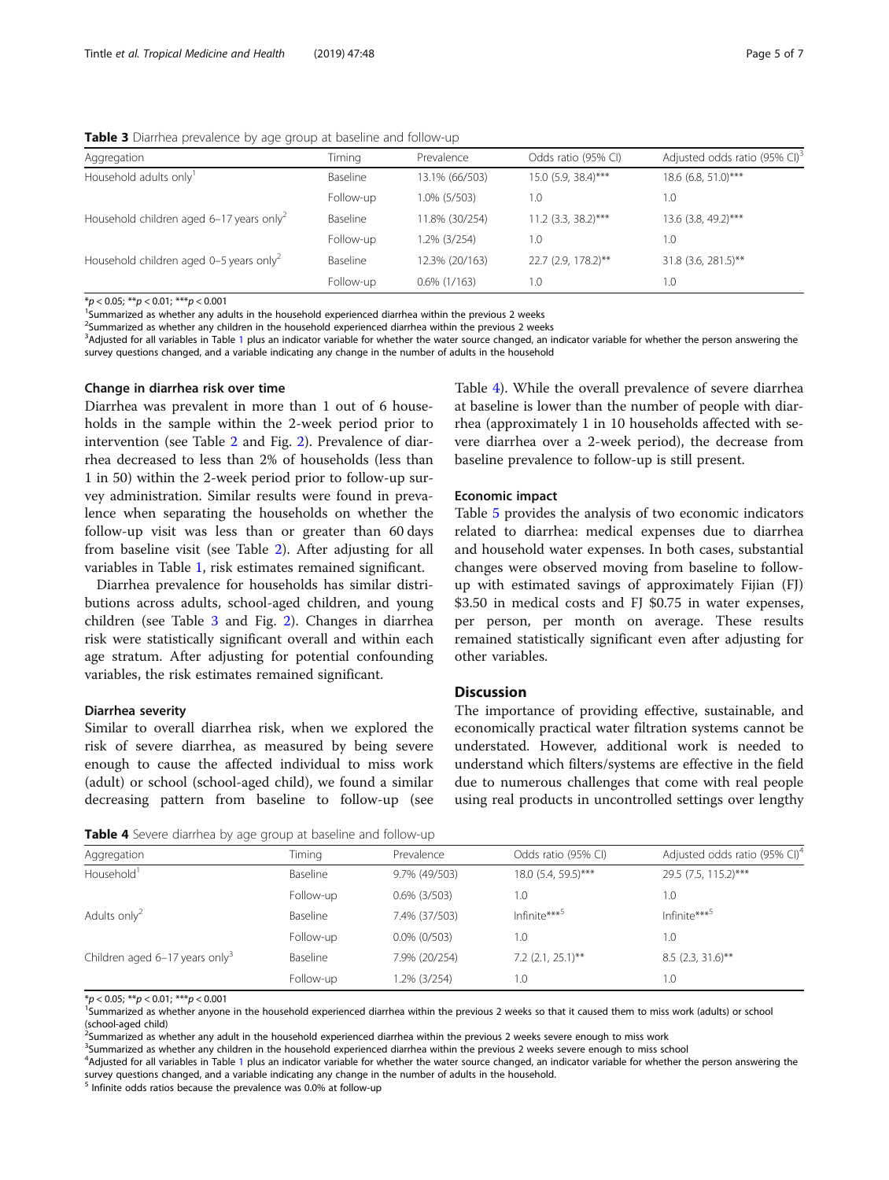**Table 3** Diarrhea prevalence by age group at baseline and follow-up

| Aggregation | Timing | Prevalence | Odds ratio (95% CI) | Adjusted odds ratio (95% CI)[3] |
|---|---|---|---|---|
| Household adults only[1] | Baseline | 13.1% (66/503) | 15.0 (5.9, 38.4)*** | 18.6 (6.8, 51.0)*** |
| | Follow-up | 1.0% (5/503) | 1.0 | 1.0 |
| Household children aged 6–17 years only[2] | Baseline | 11.8% (30/254) | 11.2 (3.3, 38.2)*** | 13.6 (3.8, 49.2)*** |
| | Follow-up | 1.2% (3/254) | 1.0 | 1.0 |
| Household children aged 0–5 years only[2] | Baseline | 12.3% (20/163) | 22.7 (2.9, 178.2)** | 31.8 (3.6, 281.5)** |
| | Follow-up | 0.6% (1/163) | 1.0 | 1.0 |

*$p < 0.05$; **$p < 0.01$; ***$p < 0.001$

[1]Summarized as whether any adults in the household experienced diarrhea within the previous 2 weeks

[2]Summarized as whether any children in the household experienced diarrhea within the previous 2 weeks

[3]Adjusted for all variables in Table 1 plus an indicator variable for whether the water source changed, an indicator variable for whether the person answering the survey questions changed, and a variable indicating any change in the number of adults in the household

### Change in diarrhea risk over time

Diarrhea was prevalent in more than 1 out of 6 households in the sample within the 2-week period prior to intervention (see Table 2 and Fig. 2). Prevalence of diarrhea decreased to less than 2% of households (less than 1 in 50) within the 2-week period prior to follow-up survey administration. Similar results were found in prevalence when separating the households on whether the follow-up visit was less than or greater than 60 days from baseline visit (see Table 2). After adjusting for all variables in Table 1, risk estimates remained significant.

Diarrhea prevalence for households has similar distributions across adults, school-aged children, and young children (see Table 3 and Fig. 2). Changes in diarrhea risk were statistically significant overall and within each age stratum. After adjusting for potential confounding variables, the risk estimates remained significant.

### Diarrhea severity

Similar to overall diarrhea risk, when we explored the risk of severe diarrhea, as measured by being severe enough to cause the affected individual to miss work (adult) or school (school-aged child), we found a similar decreasing pattern from baseline to follow-up (see Table 4). While the overall prevalence of severe diarrhea at baseline is lower than the number of people with diarrhea (approximately 1 in 10 households affected with severe diarrhea over a 2-week period), the decrease from baseline prevalence to follow-up is still present.

### Economic impact

Table 5 provides the analysis of two economic indicators related to diarrhea: medical expenses due to diarrhea and household water expenses. In both cases, substantial changes were observed moving from baseline to follow-up with estimated savings of approximately Fijian (FJ) $3.50 in medical costs and FJ $0.75 in water expenses, per person, per month on average. These results remained statistically significant even after adjusting for other variables.

## Discussion

The importance of providing effective, sustainable, and economically practical water filtration systems cannot be understated. However, additional work is needed to understand which filters/systems are effective in the field due to numerous challenges that come with real people using real products in uncontrolled settings over lengthy

**Table 4** Severe diarrhea by age group at baseline and follow-up

| Aggregation | Timing | Prevalence | Odds ratio (95% CI) | Adjusted odds ratio (95% CI)[4] |
|---|---|---|---|---|
| Household[1] | Baseline | 9.7% (49/503) | 18.0 (5.4, 59.5)*** | 29.5 (7.5, 115.2)*** |
| | Follow-up | 0.6% (3/503) | 1.0 | 1.0 |
| Adults only[2] | Baseline | 7.4% (37/503) | Infinite***[5] | Infinite***[5] |
| | Follow-up | 0.0% (0/503) | 1.0 | 1.0 |
| Children aged 6–17 years only[3] | Baseline | 7.9% (20/254) | 7.2 (2.1, 25.1)** | 8.5 (2.3, 31.6)** |
| | Follow-up | 1.2% (3/254) | 1.0 | 1.0 |

*$p < 0.05$; **$p < 0.01$; ***$p < 0.001$

[1]Summarized as whether anyone in the household experienced diarrhea within the previous 2 weeks so that it caused them to miss work (adults) or school (school-aged child)

[2]Summarized as whether any adult in the household experienced diarrhea within the previous 2 weeks severe enough to miss work

[3]Summarized as whether any children in the household experienced diarrhea within the previous 2 weeks severe enough to miss school

[4]Adjusted for all variables in Table 1 plus an indicator variable for whether the water source changed, an indicator variable for whether the person answering the survey questions changed, and a variable indicating any change in the number of adults in the household.

[5] Infinite odds ratios because the prevalence was 0.0% at follow-up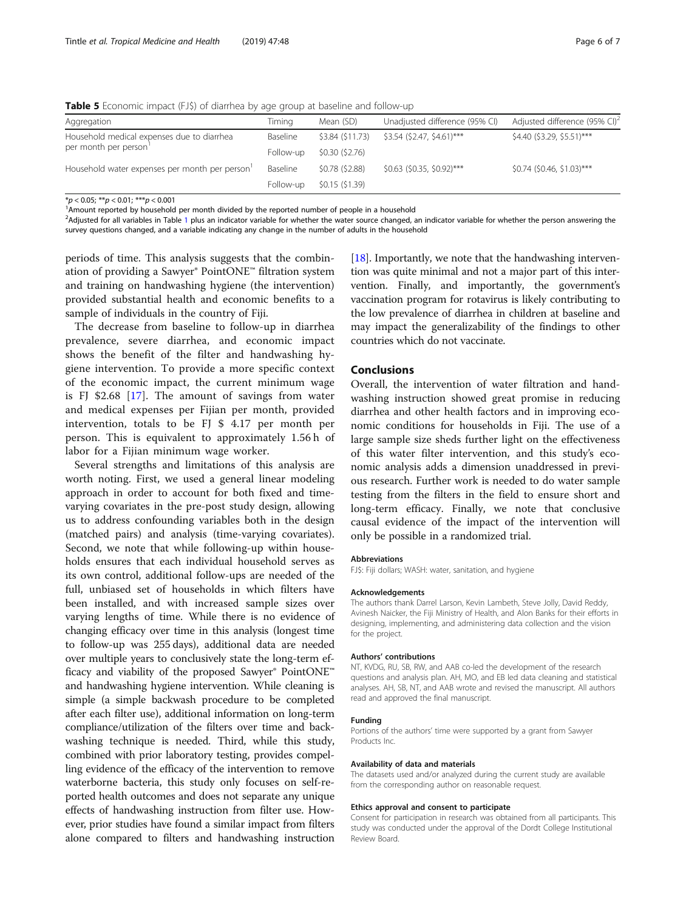**Table 5** Economic impact (FJ$) of diarrhea by age group at baseline and follow-up

| Aggregation | Timing | Mean (SD) | Unadjusted difference (95% CI) | Adjusted difference (95% CI)[2] |
|---|---|---|---|---|
| Household medical expenses due to diarrhea per month per person[1] | Baseline | \$3.84 (\$11.73) | \$3.54 (\$2.47, \$4.61)*** | \$4.40 (\$3.29, \$5.51)*** |
| | Follow-up | \$0.30 (\$2.76) | | |
| Household water expenses per month per person[1] | Baseline | \$0.78 (\$2.88) | \$0.63 (\$0.35, \$0.92)*** | \$0.74 (\$0.46, \$1.03)*** |
| | Follow-up | \$0.15 (\$1.39) | | |

*$p < 0.05$; **$p < 0.01$; ***$p < 0.001$

[1]Amount reported by household per month divided by the reported number of people in a household

[2]Adjusted for all variables in Table 1 plus an indicator variable for whether the water source changed, an indicator variable for whether the person answering the survey questions changed, and a variable indicating any change in the number of adults in the household

periods of time. This analysis suggests that the combination of providing a Sawyer® PointONE™ filtration system and training on handwashing hygiene (the intervention) provided substantial health and economic benefits to a sample of individuals in the country of Fiji.

The decrease from baseline to follow-up in diarrhea prevalence, severe diarrhea, and economic impact shows the benefit of the filter and handwashing hygiene intervention. To provide a more specific context of the economic impact, the current minimum wage is FJ \$2.68 [17]. The amount of savings from water and medical expenses per Fijian per month, provided intervention, totals to be FJ \$ 4.17 per month per person. This is equivalent to approximately 1.56 h of labor for a Fijian minimum wage worker.

Several strengths and limitations of this analysis are worth noting. First, we used a general linear modeling approach in order to account for both fixed and time-varying covariates in the pre-post study design, allowing us to address confounding variables both in the design (matched pairs) and analysis (time-varying covariates). Second, we note that while following-up within households ensures that each individual household serves as its own control, additional follow-ups are needed of the full, unbiased set of households in which filters have been installed, and with increased sample sizes over varying lengths of time. While there is no evidence of changing efficacy over time in this analysis (longest time to follow-up was 255 days), additional data are needed over multiple years to conclusively state the long-term efficacy and viability of the proposed Sawyer® PointONE™ and handwashing hygiene intervention. While cleaning is simple (a simple backwash procedure to be completed after each filter use), additional information on long-term compliance/utilization of the filters over time and backwashing technique is needed. Third, while this study, combined with prior laboratory testing, provides compelling evidence of the efficacy of the intervention to remove waterborne bacteria, this study only focuses on self-reported health outcomes and does not separate any unique effects of handwashing instruction from filter use. However, prior studies have found a similar impact from filters alone compared to filters and handwashing instruction [18]. Importantly, we note that the handwashing intervention was quite minimal and not a major part of this intervention. Finally, and importantly, the government's vaccination program for rotavirus is likely contributing to the low prevalence of diarrhea in children at baseline and may impact the generalizability of the findings to other countries which do not vaccinate.

## Conclusions

Overall, the intervention of water filtration and handwashing instruction showed great promise in reducing diarrhea and other health factors and in improving economic conditions for households in Fiji. The use of a large sample size sheds further light on the effectiveness of this water filter intervention, and this study's economic analysis adds a dimension unaddressed in previous research. Further work is needed to do water sample testing from the filters in the field to ensure short and long-term efficacy. Finally, we note that conclusive causal evidence of the impact of the intervention will only be possible in a randomized trial.

#### Abbreviations

FJ\$: Fiji dollars; WASH: water, sanitation, and hygiene

#### Acknowledgements

The authors thank Darrel Larson, Kevin Lambeth, Steve Jolly, David Reddy, Avinesh Naicker, the Fiji Ministry of Health, and Alon Banks for their efforts in designing, implementing, and administering data collection and the vision for the project.

#### Authors' contributions

NT, KVDG, RU, SB, RW, and AAB co-led the development of the research questions and analysis plan. AH, MO, and EB led data cleaning and statistical analyses. AH, SB, NT, and AAB wrote and revised the manuscript. All authors read and approved the final manuscript.

#### Funding

Portions of the authors' time were supported by a grant from Sawyer Products Inc.

#### Availability of data and materials

The datasets used and/or analyzed during the current study are available from the corresponding author on reasonable request.

#### Ethics approval and consent to participate

Consent for participation in research was obtained from all participants. This study was conducted under the approval of the Dordt College Institutional Review Board.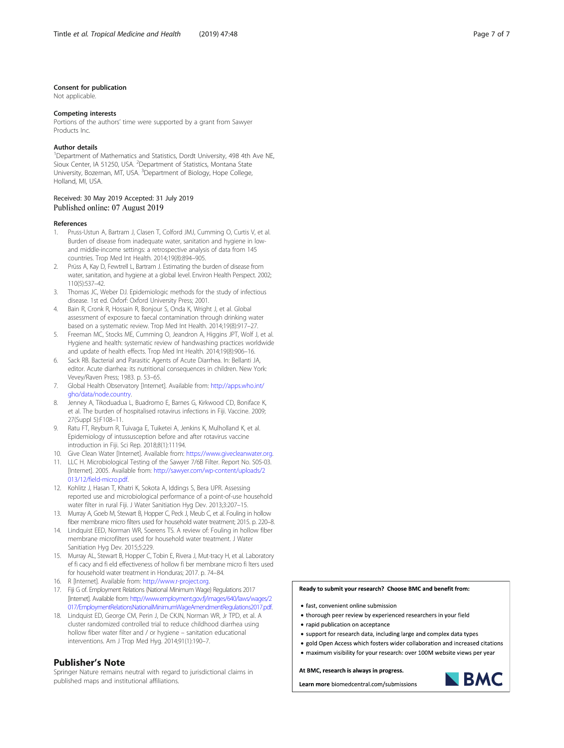### Consent for publication

Not applicable.

### Competing interests

Portions of the authors' time were supported by a grant from Sawyer Products Inc.

### Author details

[1]Department of Mathematics and Statistics, Dordt University, 498 4th Ave NE, Sioux Center, IA 51250, USA. [2]Department of Statistics, Montana State University, Bozeman, MT, USA. [3]Department of Biology, Hope College, Holland, MI, USA.

Received: 30 May 2019 Accepted: 31 July 2019
Published online: 07 August 2019

### References

1. Pruss-Ustun A, Bartram J, Clasen T, Colford JMJ, Cumming O, Curtis V, et al. Burden of disease from inadequate water, sanitation and hygiene in low- and middle-income settings: a retrospective analysis of data from 145 countries. Trop Med Int Health. 2014;19(8):894–905.
2. Prüss A, Kay D, Fewtrell L, Bartram J. Estimating the burden of disease from water, sanitation, and hygiene at a global level. Environ Health Perspect. 2002; 110(5):537–42.
3. Thomas JC, Weber DJ. Epidemiologic methods for the study of infectious disease. 1st ed. Oxforf: Oxford University Press; 2001.
4. Bain R, Cronk R, Hossain R, Bonjour S, Onda K, Wright J, et al. Global assessment of exposure to faecal contamination through drinking water based on a systematic review. Trop Med Int Health. 2014;19(8):917–27.
5. Freeman MC, Stocks ME, Cumming O, Jeandron A, Higgins JPT, Wolf J, et al. Hygiene and health: systematic review of handwashing practices worldwide and update of health effects. Trop Med Int Health. 2014;19(8):906–16.
6. Sack RB. Bacterial and Parasitic Agents of Acute Diarrhea. In: Bellanti JA, editor. Acute diarrhea: its nutritional consequences in children. New York: Vevey/Raven Press; 1983. p. 53–65.
7. Global Health Observatory [Internet]. Available from: http://apps.who.int/gho/data/node.country.
8. Jenney A, Tikoduadua L, Buadromo E, Barnes G, Kirkwood CD, Boniface K, et al. The burden of hospitalised rotavirus infections in Fiji. Vaccine. 2009; 27(Suppl 5):F108–11.
9. Ratu FT, Reyburn R, Tuivaga E, Tuiketei A, Jenkins K, Mulholland K, et al. Epidemiology of intussusception before and after rotavirus vaccine introduction in Fiji. Sci Rep. 2018;8(1):11194.
10. Give Clean Water [Internet]. Available from: https://www.givecleanwater.org.
11. LLC H. Microbiological Testing of the Sawyer 7/6B Filter. Report No. S05-03. [Internet]. 2005. Available from: http://sawyer.com/wp-content/uploads/2013/12/field-micro.pdf.
12. Kohlitz J, Hasan T, Khatri K, Sokota A, Iddings S, Bera UPR. Assessing reported use and microbiological performance of a point-of-use household water filter in rural Fiji. J Water Sanitiation Hyg Dev. 2013;3:207–15.
13. Murray A, Goeb M, Stewart B, Hopper C, Peck J, Meub C, et al. Fouling in hollow fiber membrane micro filters used for household water treatment; 2015. p. 220–8.
14. Lindquist EED, Norman WR, Soerens TS. A review of: Fouling in hollow fiber membrane microfilters used for household water treatment. J Water Sanitiation Hyg Dev. 2015;5:229.
15. Murray AL, Stewart B, Hopper C, Tobin E, Rivera J, Mut-tracy H, et al. Laboratory ef fi cacy and fi eld effectiveness of hollow fi ber membrane micro fi lters used for household water treatment in Honduras; 2017. p. 74–84.
16. R [Internet]. Available from: http://www.r-project.org.
17. Fiji G of. Employment Relations (National Minimum Wage) Regulations 2017 [Internet]. Available from: http://www.employment.gov.fj/images/640/laws/wages/2017/EmploymentRelationsNationalMinimumWageAmendmentRegulations2017.pdf.
18. Lindquist ED, George CM, Perin J, De CKJN, Norman WR, Jr TPD, et al. A cluster randomized controlled trial to reduce childhood diarrhea using hollow fiber water filter and / or hygiene – sanitation educational interventions. Am J Trop Med Hyg. 2014;91(1):190–7.

## Publisher's Note

Springer Nature remains neutral with regard to jurisdictional claims in published maps and institutional affiliations.

**Ready to submit your research? Choose BMC and benefit from:**

- fast, convenient online submission
- thorough peer review by experienced researchers in your field
- rapid publication on acceptance
- support for research data, including large and complex data types
- gold Open Access which fosters wider collaboration and increased citations
- maximum visibility for your research: over 100M website views per year

**At BMC, research is always in progress.**

**Learn more** biomedcentral.com/submissions

BMC